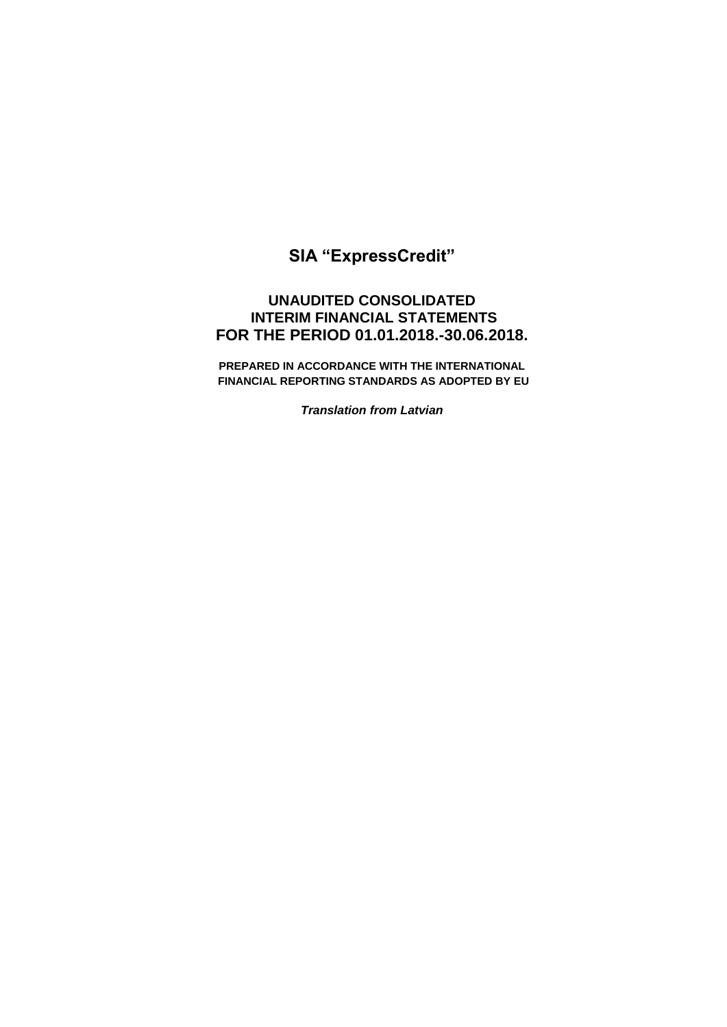# SIA "ExpressCredit"

## UNAUDITED CONSOLIDATED INTERIM FINANCIAL STATEMENTS FOR THE PERIOD 01.01.2018.-30.06.2018.

**PREPARED IN ACCORDANCE WITH THE INTERNATIONAL FINANCIAL REPORTING STANDARDS AS ADOPTED BY EU**

***Translation from Latvian***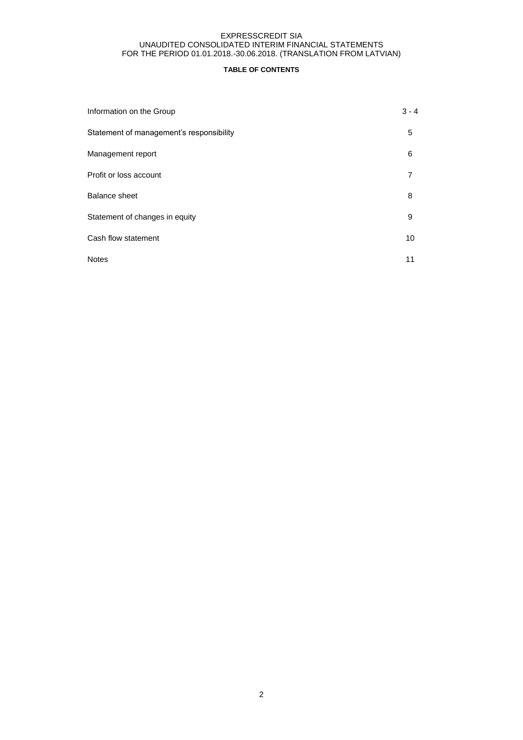## TABLE OF CONTENTS

| | |
|---|---|
| Information on the Group | 3 - 4 |
| Statement of management's responsibility | 5 |
| Management report | 6 |
| Profit or loss account | 7 |
| Balance sheet | 8 |
| Statement of changes in equity | 9 |
| Cash flow statement | 10 |
| Notes | 11 |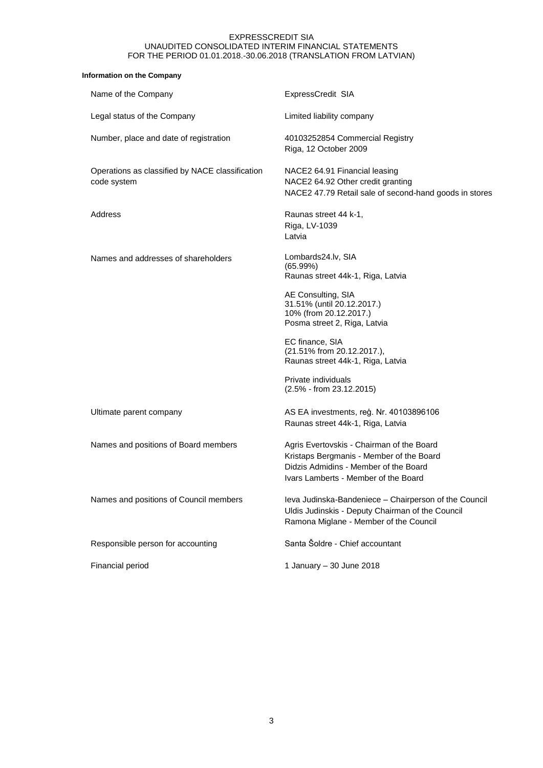**Information on the Company**

| | |
|---|---|
| Name of the Company | ExpressCredit SIA |
| Legal status of the Company | Limited liability company |
| Number, place and date of registration | 40103252854 Commercial Registry<br>Riga, 12 October 2009 |
| Operations as classified by NACE classification code system | NACE2 64.91 Financial leasing<br>NACE2 64.92 Other credit granting<br>NACE2 47.79 Retail sale of second-hand goods in stores |
| Address | Raunas street 44 k-1,<br>Riga, LV-1039<br>Latvia |
| Names and addresses of shareholders | Lombards24.lv, SIA<br>(65.99%)<br>Raunas street 44k-1, Riga, Latvia<br><br>AE Consulting, SIA<br>31.51% (until 20.12.2017.)<br>10% (from 20.12.2017.)<br>Posma street 2, Riga, Latvia<br><br>EC finance, SIA<br>(21.51% from 20.12.2017.),<br>Raunas street 44k-1, Riga, Latvia<br><br>Private individuals<br>(2.5% - from 23.12.2015) |
| Ultimate parent company | AS EA investments, reģ. Nr. 40103896106<br>Raunas street 44k-1, Riga, Latvia |
| Names and positions of Board members | Agris Evertovskis - Chairman of the Board<br>Kristaps Bergmanis - Member of the Board<br>Didzis Admidins - Member of the Board<br>Ivars Lamberts - Member of the Board |
| Names and positions of Council members | Ieva Judinska-Bandeniece – Chairperson of the Council<br>Uldis Judinskis - Deputy Chairman of the Council<br>Ramona Miglane - Member of the Council |
| Responsible person for accounting | Santa Šoldre - Chief accountant |
| Financial period | 1 January – 30 June 2018 |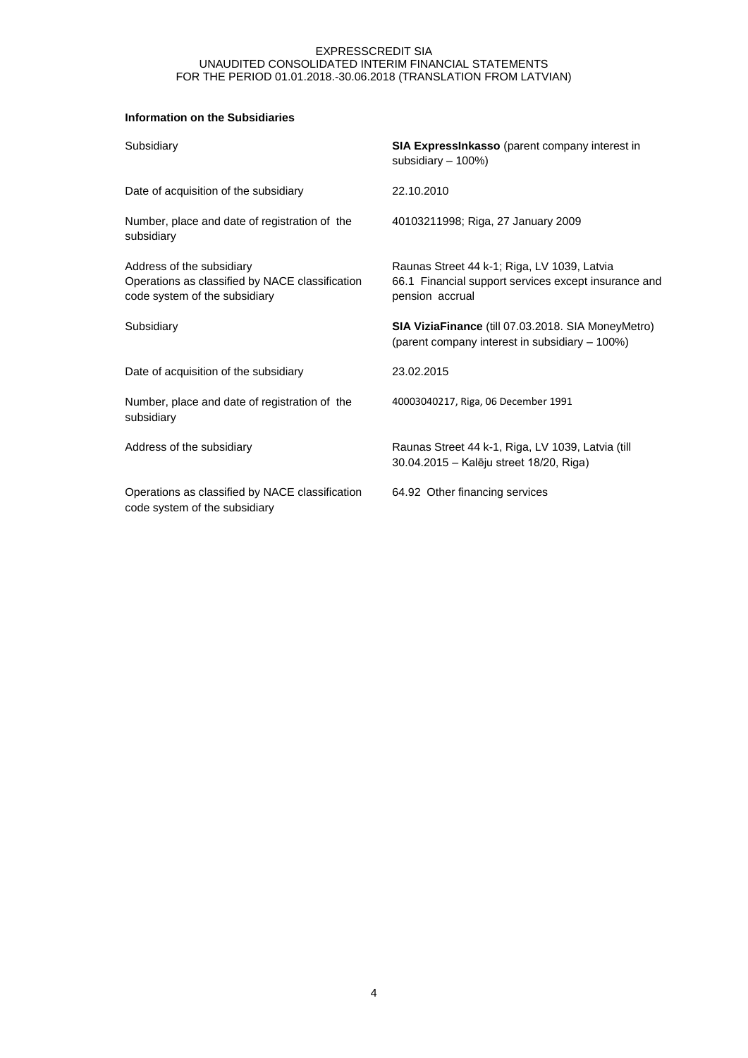**Information on the Subsidiaries**

| | |
|---|---|
| Subsidiary | **SIA ExpressInkasso** (parent company interest in subsidiary – 100%) |
| Date of acquisition of the subsidiary | 22.10.2010 |
| Number, place and date of registration of the subsidiary | 40103211998; Riga, 27 January 2009 |
| Address of the subsidiary | Raunas Street 44 k-1; Riga, LV 1039, Latvia |
| Operations as classified by NACE classification code system of the subsidiary | 66.1 Financial support services except insurance and pension accrual |
| Subsidiary | **SIA ViziaFinance** (till 07.03.2018. SIA MoneyMetro) (parent company interest in subsidiary – 100%) |
| Date of acquisition of the subsidiary | 23.02.2015 |
| Number, place and date of registration of the subsidiary | 40003040217, Riga, 06 December 1991 |
| Address of the subsidiary | Raunas Street 44 k-1, Riga, LV 1039, Latvia (till 30.04.2015 – Kalēju street 18/20, Riga) |
| Operations as classified by NACE classification code system of the subsidiary | 64.92 Other financing services |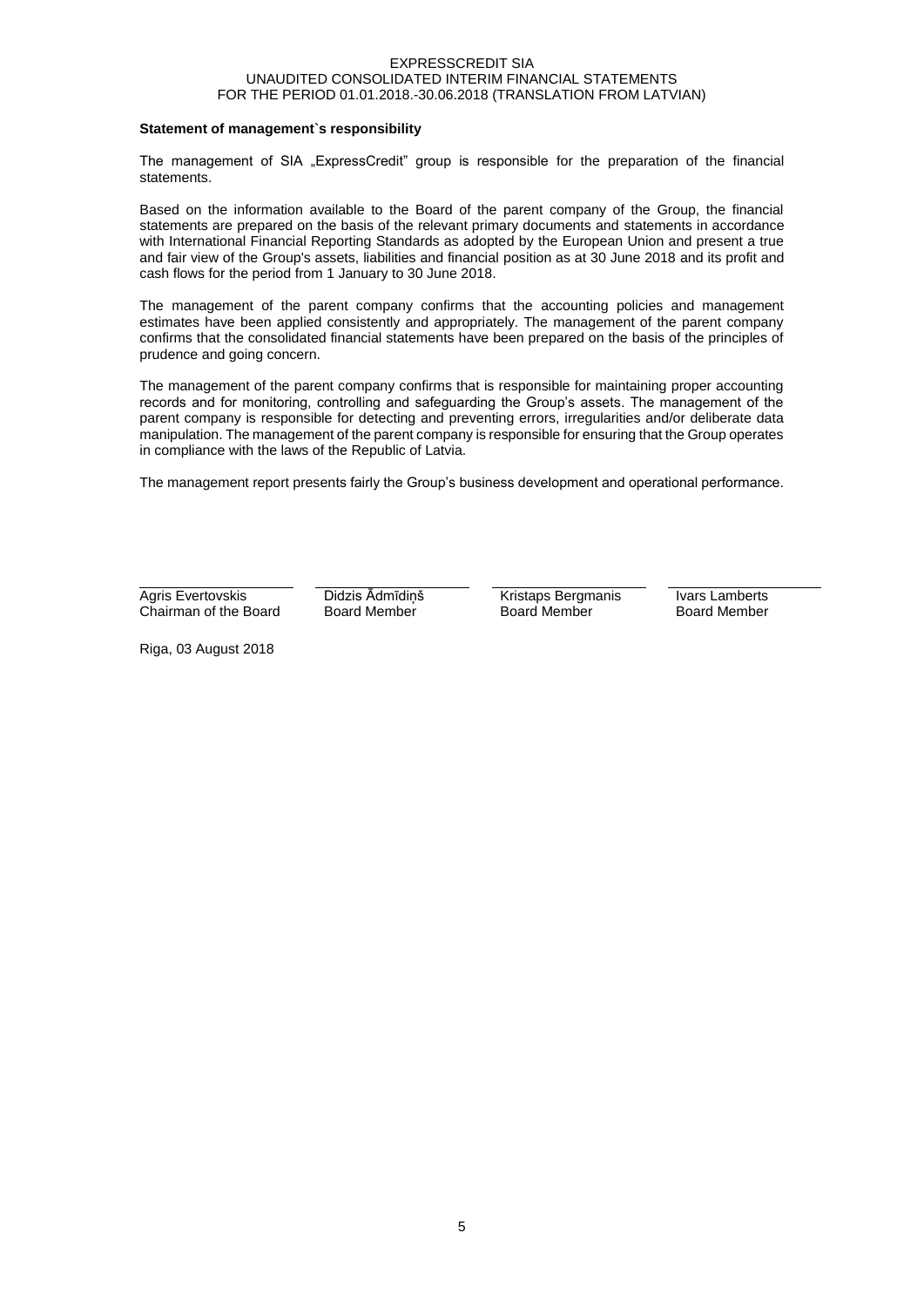**Statement of management`s responsibility**

The management of SIA „ExpressCredit" group is responsible for the preparation of the financial statements.

Based on the information available to the Board of the parent company of the Group, the financial statements are prepared on the basis of the relevant primary documents and statements in accordance with International Financial Reporting Standards as adopted by the European Union and present a true and fair view of the Group's assets, liabilities and financial position as at 30 June 2018 and its profit and cash flows for the period from 1 January to 30 June 2018.

The management of the parent company confirms that the accounting policies and management estimates have been applied consistently and appropriately. The management of the parent company confirms that the consolidated financial statements have been prepared on the basis of the principles of prudence and going concern.

The management of the parent company confirms that is responsible for maintaining proper accounting records and for monitoring, controlling and safeguarding the Group's assets. The management of the parent company is responsible for detecting and preventing errors, irregularities and/or deliberate data manipulation. The management of the parent company is responsible for ensuring that the Group operates in compliance with the laws of the Republic of Latvia.

The management report presents fairly the Group's business development and operational performance.

| Agris Evertovskis | Didzis Ādmīdiņš | Kristaps Bergmanis | Ivars Lamberts |
|---|---|---|---|
| Chairman of the Board | Board Member | Board Member | Board Member |

Riga, 03 August 2018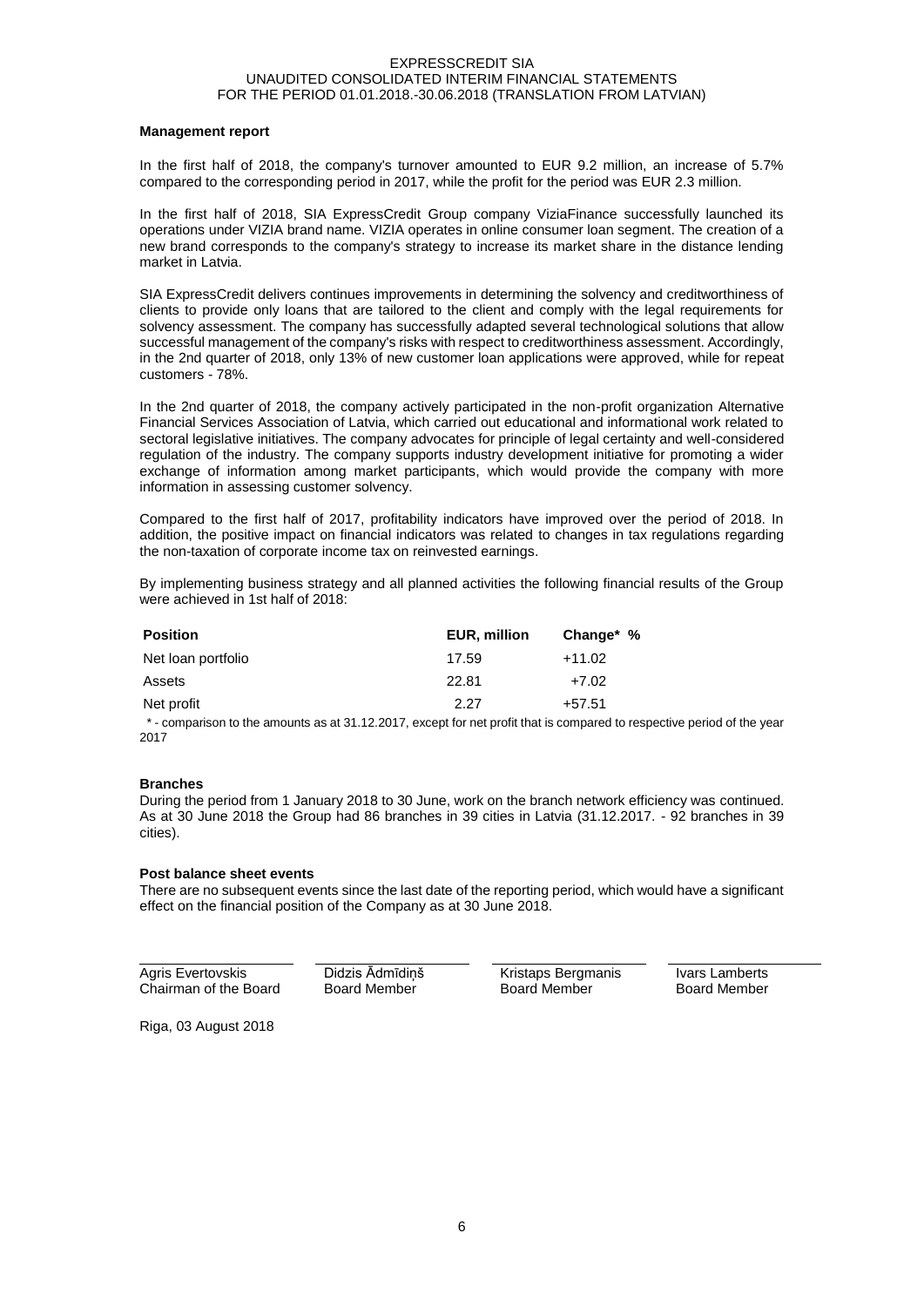**Management report**

In the first half of 2018, the company's turnover amounted to EUR 9.2 million, an increase of 5.7% compared to the corresponding period in 2017, while the profit for the period was EUR 2.3 million.

In the first half of 2018, SIA ExpressCredit Group company ViziaFinance successfully launched its operations under VIZIA brand name. VIZIA operates in online consumer loan segment. The creation of a new brand corresponds to the company's strategy to increase its market share in the distance lending market in Latvia.

SIA ExpressCredit delivers continues improvements in determining the solvency and creditworthiness of clients to provide only loans that are tailored to the client and comply with the legal requirements for solvency assessment. The company has successfully adapted several technological solutions that allow successful management of the company's risks with respect to creditworthiness assessment. Accordingly, in the 2nd quarter of 2018, only 13% of new customer loan applications were approved, while for repeat customers - 78%.

In the 2nd quarter of 2018, the company actively participated in the non-profit organization Alternative Financial Services Association of Latvia, which carried out educational and informational work related to sectoral legislative initiatives. The company advocates for principle of legal certainty and well-considered regulation of the industry. The company supports industry development initiative for promoting a wider exchange of information among market participants, which would provide the company with more information in assessing customer solvency.

Compared to the first half of 2017, profitability indicators have improved over the period of 2018. In addition, the positive impact on financial indicators was related to changes in tax regulations regarding the non-taxation of corporate income tax on reinvested earnings.

By implementing business strategy and all planned activities the following financial results of the Group were achieved in 1st half of 2018:

| Position | EUR, million | Change* % |
|---|---|---|
| Net loan portfolio | 17.59 | +11.02 |
| Assets | 22.81 | +7.02 |
| Net profit | 2.27 | +57.51 |

\* - comparison to the amounts as at 31.12.2017, except for net profit that is compared to respective period of the year 2017

**Branches**

During the period from 1 January 2018 to 30 June, work on the branch network efficiency was continued. As at 30 June 2018 the Group had 86 branches in 39 cities in Latvia (31.12.2017. - 92 branches in 39 cities).

**Post balance sheet events**

There are no subsequent events since the last date of the reporting period, which would have a significant effect on the financial position of the Company as at 30 June 2018.

| Agris Evertovskis | Didzis Ādmīdiņš | Kristaps Bergmanis | Ivars Lamberts |
|---|---|---|---|
| Chairman of the Board | Board Member | Board Member | Board Member |

Riga, 03 August 2018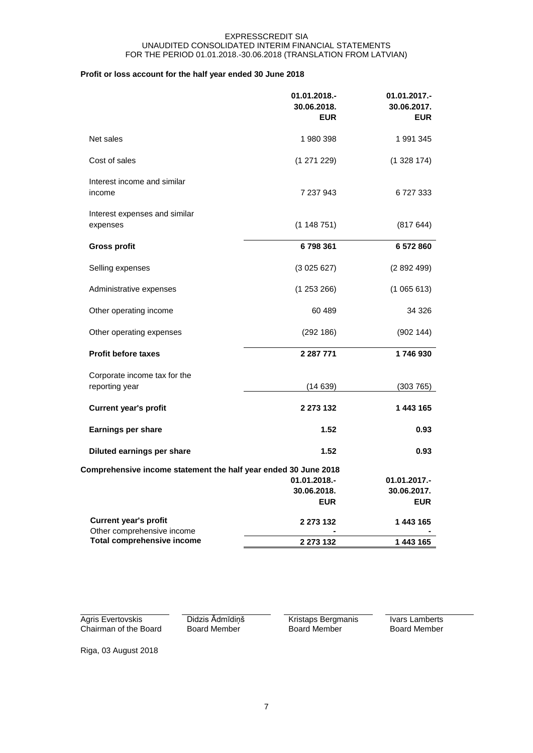EXPRESSCREDIT SIA
UNAUDITED CONSOLIDATED INTERIM FINANCIAL STATEMENTS
FOR THE PERIOD 01.01.2018.-30.06.2018 (TRANSLATION FROM LATVIAN)

**Profit or loss account for the half year ended 30 June 2018**

| | 01.01.2018.- 30.06.2018. EUR | 01.01.2017.- 30.06.2017. EUR |
|---|---|---|
| Net sales | 1 980 398 | 1 991 345 |
| Cost of sales | (1 271 229) | (1 328 174) |
| Interest income and similar income | 7 237 943 | 6 727 333 |
| Interest expenses and similar expenses | (1 148 751) | (817 644) |
| **Gross profit** | **6 798 361** | **6 572 860** |
| Selling expenses | (3 025 627) | (2 892 499) |
| Administrative expenses | (1 253 266) | (1 065 613) |
| Other operating income | 60 489 | 34 326 |
| Other operating expenses | (292 186) | (902 144) |
| **Profit before taxes** | **2 287 771** | **1 746 930** |
| Corporate income tax for the reporting year | (14 639) | (303 765) |
| **Current year's profit** | **2 273 132** | **1 443 165** |
| **Earnings per share** | **1.52** | **0.93** |
| **Diluted earnings per share** | **1.52** | **0.93** |

**Comprehensive income statement the half year ended 30 June 2018**

| | 01.01.2018.- 30.06.2018. EUR | 01.01.2017.- 30.06.2017. EUR |
|---|---|---|
| **Current year's profit** | **2 273 132** | **1 443 165** |
| Other comprehensive income | - | - |
| **Total comprehensive income** | **2 273 132** | **1 443 165** |

| | | | |
|---|---|---|---|
| Agris Evertovskis | Didzis Ādmīdiņš | Kristaps Bergmanis | Ivars Lamberts |
| Chairman of the Board | Board Member | Board Member | Board Member |

Riga, 03 August 2018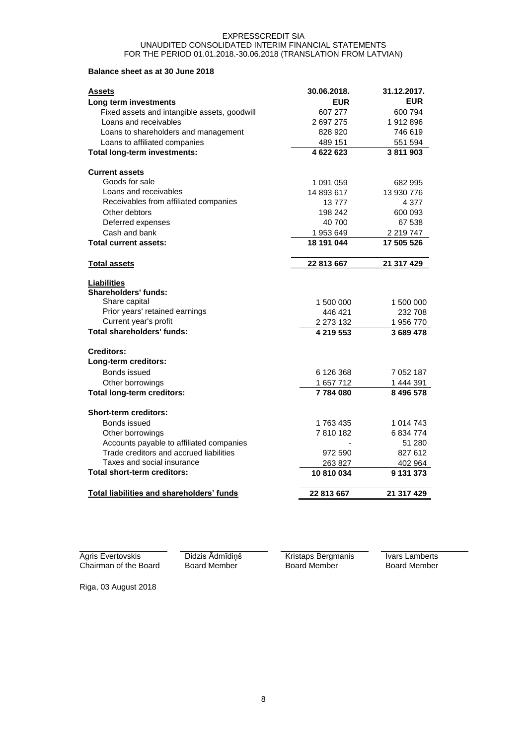EXPRESSCREDIT SIA
UNAUDITED CONSOLIDATED INTERIM FINANCIAL STATEMENTS
FOR THE PERIOD 01.01.2018.-30.06.2018 (TRANSLATION FROM LATVIAN)

**Balance sheet as at 30 June 2018**

| **Assets** | **30.06.2018.** | **31.12.2017.** |
|---|---|---|
| **Long term investments** | **EUR** | **EUR** |
| Fixed assets and intangible assets, goodwill | 607 277 | 600 794 |
| Loans and receivables | 2 697 275 | 1 912 896 |
| Loans to shareholders and management | 828 920 | 746 619 |
| Loans to affiliated companies | 489 151 | 551 594 |
| **Total long-term investments:** | **4 622 623** | **3 811 903** |
| **Current assets** | | |
| Goods for sale | 1 091 059 | 682 995 |
| Loans and receivables | 14 893 617 | 13 930 776 |
| Receivables from affiliated companies | 13 777 | 4 377 |
| Other debtors | 198 242 | 600 093 |
| Deferred expenses | 40 700 | 67 538 |
| Cash and bank | 1 953 649 | 2 219 747 |
| **Total current assets:** | **18 191 044** | **17 505 526** |
| **Total assets** | **22 813 667** | **21 317 429** |
| **Liabilities** | | |
| **Shareholders' funds:** | | |
| Share capital | 1 500 000 | 1 500 000 |
| Prior years' retained earnings | 446 421 | 232 708 |
| Current year's profit | 2 273 132 | 1 956 770 |
| **Total shareholders' funds:** | **4 219 553** | **3 689 478** |
| **Creditors:** | | |
| **Long-term creditors:** | | |
| Bonds issued | 6 126 368 | 7 052 187 |
| Other borrowings | 1 657 712 | 1 444 391 |
| **Total long-term creditors:** | **7 784 080** | **8 496 578** |
| **Short-term creditors:** | | |
| Bonds issued | 1 763 435 | 1 014 743 |
| Other borrowings | 7 810 182 | 6 834 774 |
| Accounts payable to affiliated companies | - | 51 280 |
| Trade creditors and accrued liabilities | 972 590 | 827 612 |
| Taxes and social insurance | 263 827 | 402 964 |
| **Total short-term creditors:** | **10 810 034** | **9 131 373** |
| **Total liabilities and shareholders' funds** | **22 813 667** | **21 317 429** |

| Agris Evertovskis | Didzis Ādmīdiņš | Kristaps Bergmanis | Ivars Lamberts |
|---|---|---|---|
| Chairman of the Board | Board Member | Board Member | Board Member |

Riga, 03 August 2018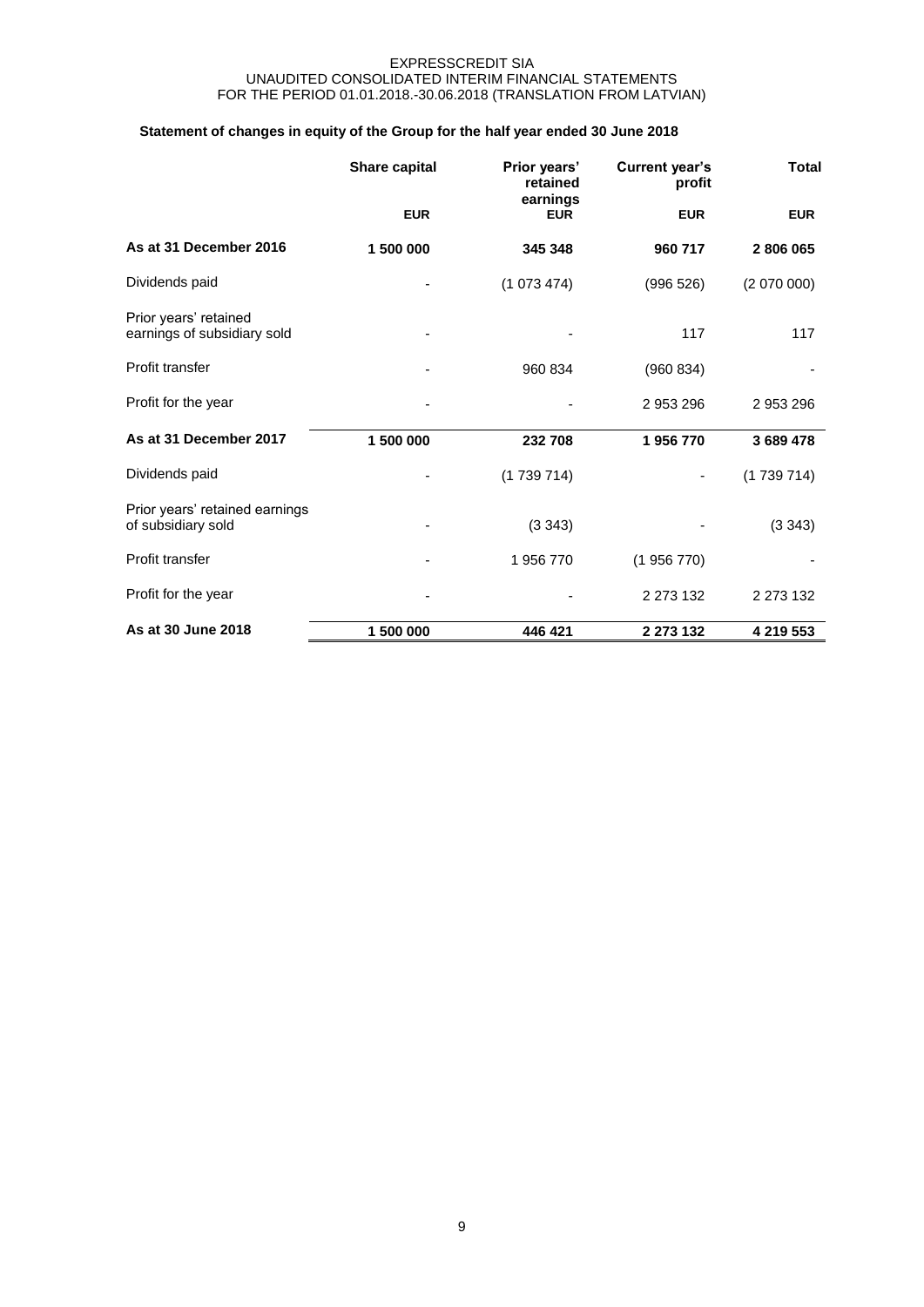### Statement of changes in equity of the Group for the half year ended 30 June 2018

| | Share capital | Prior years' retained earnings | Current year's profit | Total |
|---|---|---|---|---|
| | EUR | EUR | EUR | EUR |
| **As at 31 December 2016** | **1 500 000** | **345 348** | **960 717** | **2 806 065** |
| Dividends paid | - | (1 073 474) | (996 526) | (2 070 000) |
| Prior years' retained earnings of subsidiary sold | - | - | 117 | 117 |
| Profit transfer | - | 960 834 | (960 834) | - |
| Profit for the year | - | - | 2 953 296 | 2 953 296 |
| **As at 31 December 2017** | **1 500 000** | **232 708** | **1 956 770** | **3 689 478** |
| Dividends paid | - | (1 739 714) | - | (1 739 714) |
| Prior years' retained earnings of subsidiary sold | - | (3 343) | - | (3 343) |
| Profit transfer | - | 1 956 770 | (1 956 770) | - |
| Profit for the year | - | - | 2 273 132 | 2 273 132 |
| **As at 30 June 2018** | **1 500 000** | **446 421** | **2 273 132** | **4 219 553** |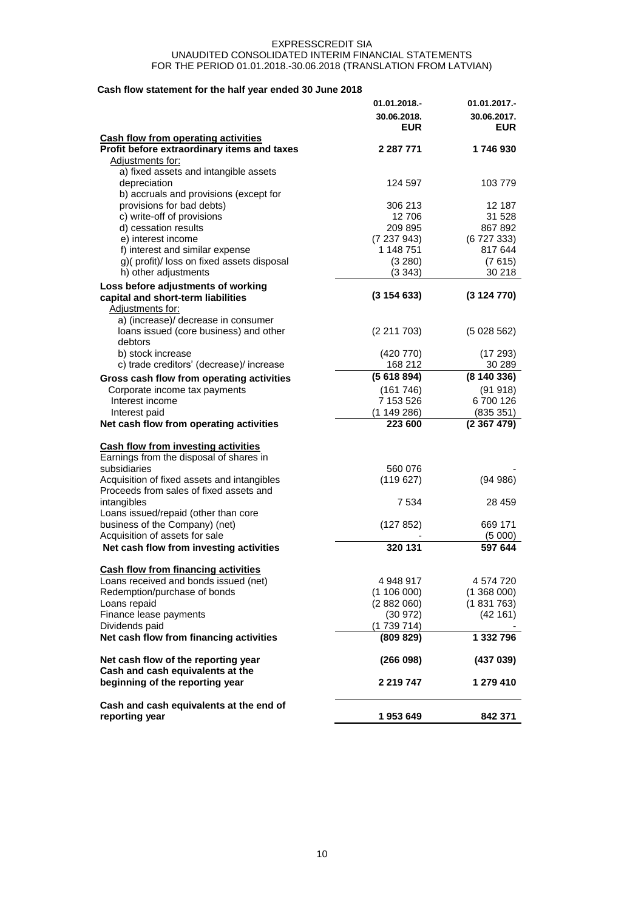EXPRESSCREDIT SIA
UNAUDITED CONSOLIDATED INTERIM FINANCIAL STATEMENTS
FOR THE PERIOD 01.01.2018.-30.06.2018 (TRANSLATION FROM LATVIAN)

### Cash flow statement for the half year ended 30 June 2018

| | 01.01.2018.- 30.06.2018. EUR | 01.01.2017.- 30.06.2017. EUR |
|---|---|---|
| **Cash flow from operating activities** | | |
| **Profit before extraordinary items and taxes** | **2 287 771** | **1 746 930** |
| Adjustments for: | | |
| a) fixed assets and intangible assets depreciation | 124 597 | 103 779 |
| b) accruals and provisions (except for provisions for bad debts) | 306 213 | 12 187 |
| c) write-off of provisions | 12 706 | 31 528 |
| d) cessation results | 209 895 | 867 892 |
| e) interest income | (7 237 943) | (6 727 333) |
| f) interest and similar expense | 1 148 751 | 817 644 |
| g)( profit)/ loss on fixed assets disposal | (3 280) | (7 615) |
| h) other adjustments | (3 343) | 30 218 |
| **Loss before adjustments of working capital and short-term liabilities** | **(3 154 633)** | **(3 124 770)** |
| Adjustments for: | | |
| a) (increase)/ decrease in consumer loans issued (core business) and other debtors | (2 211 703) | (5 028 562) |
| b) stock increase | (420 770) | (17 293) |
| c) trade creditors' (decrease)/ increase | 168 212 | 30 289 |
| **Gross cash flow from operating activities** | **(5 618 894)** | **(8 140 336)** |
| Corporate income tax payments | (161 746) | (91 918) |
| Interest income | 7 153 526 | 6 700 126 |
| Interest paid | (1 149 286) | (835 351) |
| **Net cash flow from operating activities** | **223 600** | **(2 367 479)** |
| **Cash flow from investing activities** | | |
| Earnings from the disposal of shares in subsidiaries | 560 076 | - |
| Acquisition of fixed assets and intangibles | (119 627) | (94 986) |
| Proceeds from sales of fixed assets and intangibles | 7 534 | 28 459 |
| Loans issued/repaid (other than core business of the Company) (net) | (127 852) | 669 171 |
| Acquisition of assets for sale | - | (5 000) |
| **Net cash flow from investing activities** | **320 131** | **597 644** |
| **Cash flow from financing activities** | | |
| Loans received and bonds issued (net) | 4 948 917 | 4 574 720 |
| Redemption/purchase of bonds | (1 106 000) | (1 368 000) |
| Loans repaid | (2 882 060) | (1 831 763) |
| Finance lease payments | (30 972) | (42 161) |
| Dividends paid | (1 739 714) | - |
| **Net cash flow from financing activities** | **(809 829)** | **1 332 796** |
| **Net cash flow of the reporting year** | **(266 098)** | **(437 039)** |
| **Cash and cash equivalents at the beginning of the reporting year** | **2 219 747** | **1 279 410** |
| **Cash and cash equivalents at the end of reporting year** | **1 953 649** | **842 371** |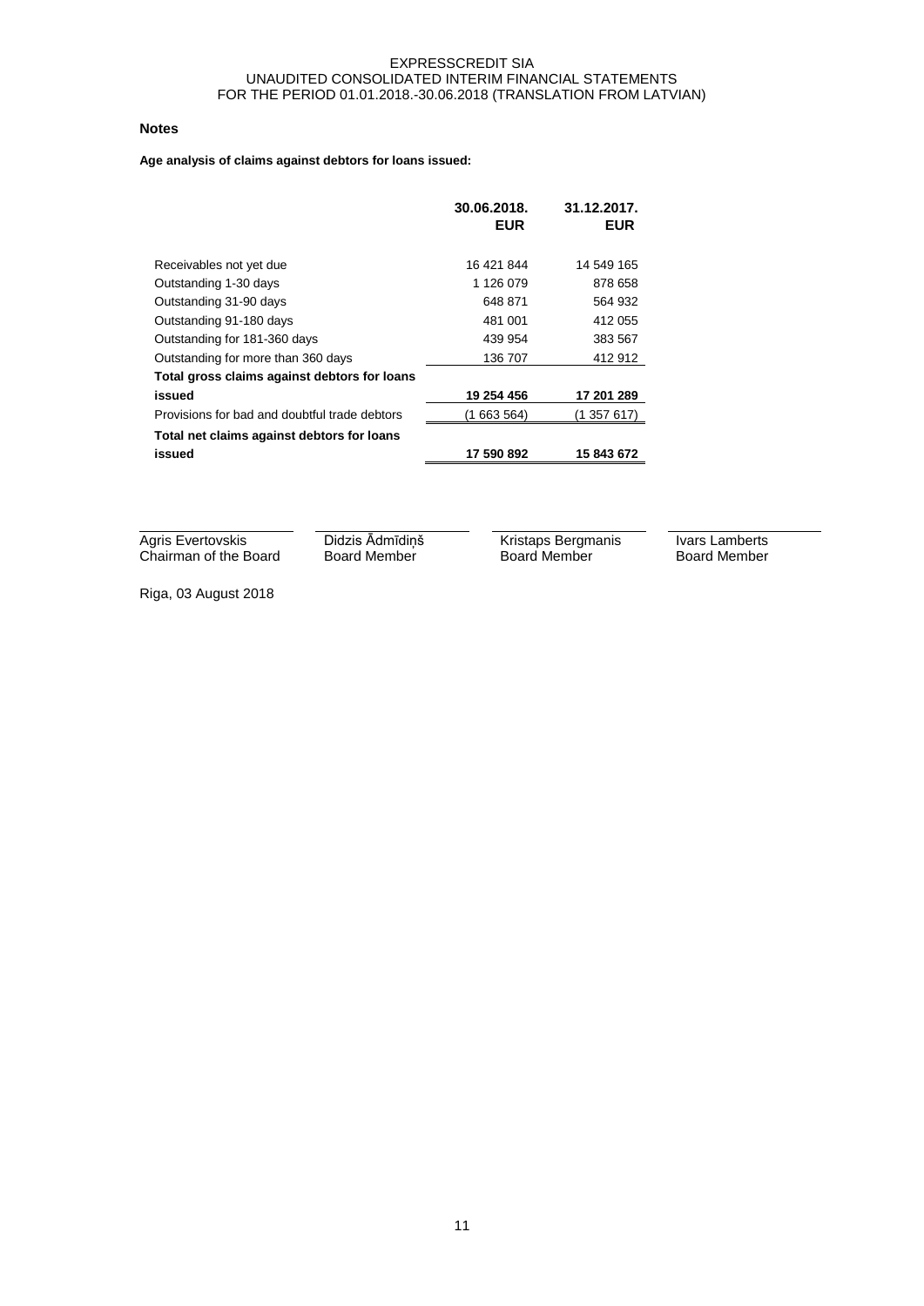## Notes

**Age analysis of claims against debtors for loans issued:**

| | 30.06.2018. EUR | 31.12.2017. EUR |
|---|---|---|
| Receivables not yet due | 16 421 844 | 14 549 165 |
| Outstanding 1-30 days | 1 126 079 | 878 658 |
| Outstanding 31-90 days | 648 871 | 564 932 |
| Outstanding 91-180 days | 481 001 | 412 055 |
| Outstanding for 181-360 days | 439 954 | 383 567 |
| Outstanding for more than 360 days | 136 707 | 412 912 |
| **Total gross claims against debtors for loans issued** | **19 254 456** | **17 201 289** |
| Provisions for bad and doubtful trade debtors | (1 663 564) | (1 357 617) |
| **Total net claims against debtors for loans issued** | **17 590 892** | **15 843 672** |

| | | | |
|---|---|---|---|
| Agris Evertovskis | Didzis Ādmīdiņš | Kristaps Bergmanis | Ivars Lamberts |
| Chairman of the Board | Board Member | Board Member | Board Member |

Riga, 03 August 2018